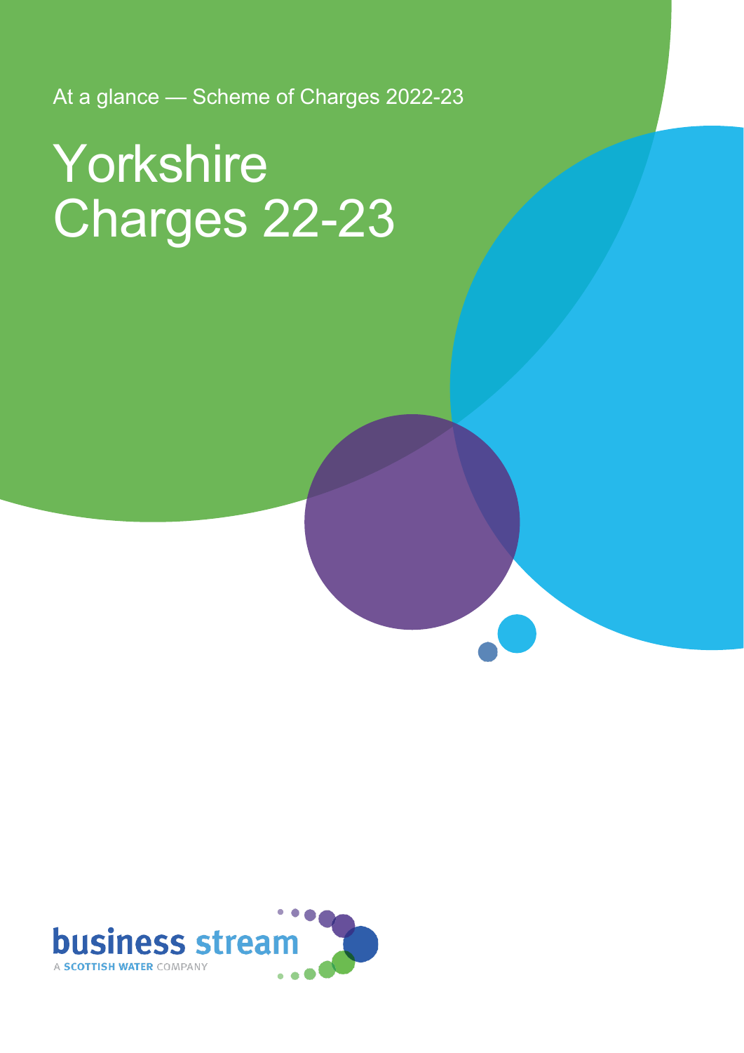At a glance — Scheme of Charges 2022-23

# Yorkshire Charges 22-23

business stream

A SCOTTISH WATER COMPANY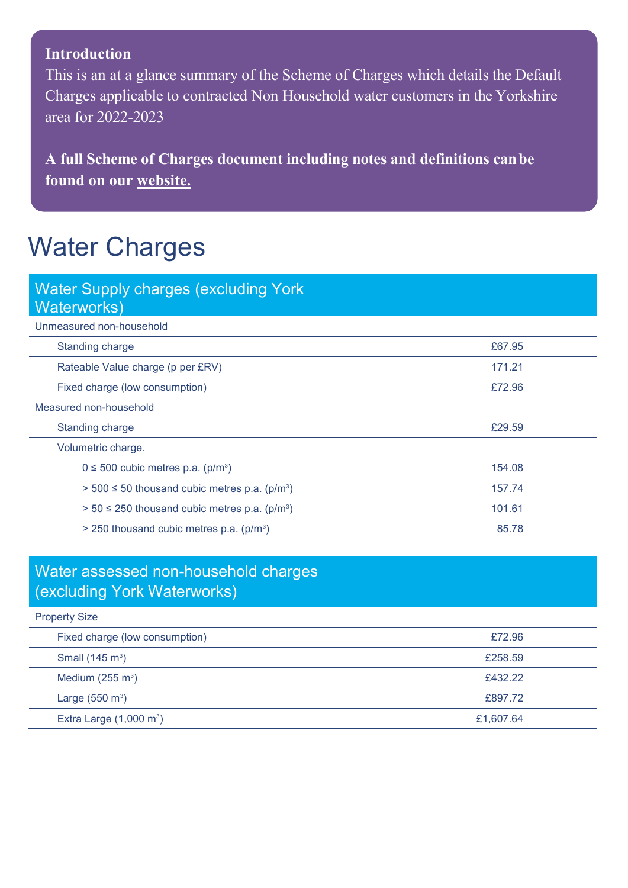**Introduction**

This is an at a glance summary of the Scheme of Charges which details the Default Charges applicable to contracted Non Household water customers in the Yorkshire area for 2022-2023

**A full Scheme of Charges document including notes and definitions can be found on our website.**

# Water Charges

| Water Supply charges (excluding York Waterworks) | |
|---|---|
| Unmeasured non-household | |
| Standing charge | £67.95 |
| Rateable Value charge (p per £RV) | 171.21 |
| Fixed charge (low consumption) | £72.96 |
| Measured non-household | |
| Standing charge | £29.59 |
| Volumetric charge. | |
| 0 ≤ 500 cubic metres p.a. (p/m³) | 154.08 |
| > 500 ≤ 50 thousand cubic metres p.a. (p/m³) | 157.74 |
| > 50 ≤ 250 thousand cubic metres p.a. (p/m³) | 101.61 |
| > 250 thousand cubic metres p.a. (p/m³) | 85.78 |

| Water assessed non-household charges (excluding York Waterworks) | |
|---|---|
| Property Size | |
| Fixed charge (low consumption) | £72.96 |
| Small (145 m³) | £258.59 |
| Medium (255 m³) | £432.22 |
| Large (550 m³) | £897.72 |
| Extra Large (1,000 m³) | £1,607.64 |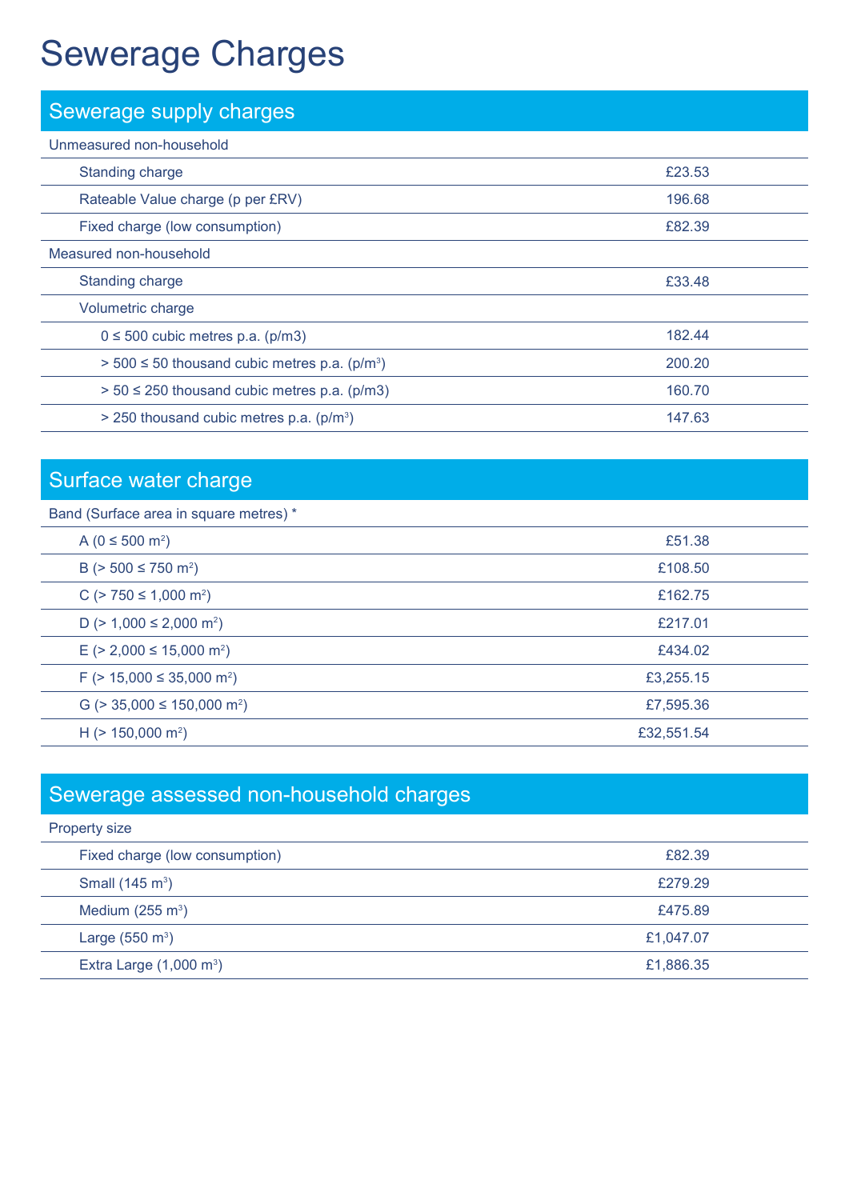# Sewerage Charges

## Sewerage supply charges

| | |
|---|---|
| Unmeasured non-household | |
| Standing charge | £23.53 |
| Rateable Value charge (p per £RV) | 196.68 |
| Fixed charge (low consumption) | £82.39 |
| Measured non-household | |
| Standing charge | £33.48 |
| Volumetric charge | |
| 0 ≤ 500 cubic metres p.a. (p/m3) | 182.44 |
| > 500 ≤ 50 thousand cubic metres p.a. (p/m$^3$) | 200.20 |
| > 50 ≤ 250 thousand cubic metres p.a. (p/m3) | 160.70 |
| > 250 thousand cubic metres p.a. (p/m$^3$) | 147.63 |

## Surface water charge

| | |
|---|---|
| Band (Surface area in square metres) * | |
| A (0 ≤ 500 m$^2$) | £51.38 |
| B (> 500 ≤ 750 m$^2$) | £108.50 |
| C (> 750 ≤ 1,000 m$^2$) | £162.75 |
| D (> 1,000 ≤ 2,000 m$^2$) | £217.01 |
| E (> 2,000 ≤ 15,000 m$^2$) | £434.02 |
| F (> 15,000 ≤ 35,000 m$^2$) | £3,255.15 |
| G (> 35,000 ≤ 150,000 m$^2$) | £7,595.36 |
| H (> 150,000 m$^2$) | £32,551.54 |

## Sewerage assessed non-household charges

| | |
|---|---|
| Property size | |
| Fixed charge (low consumption) | £82.39 |
| Small (145 m$^3$) | £279.29 |
| Medium (255 m$^3$) | £475.89 |
| Large (550 m$^3$) | £1,047.07 |
| Extra Large (1,000 m$^3$) | £1,886.35 |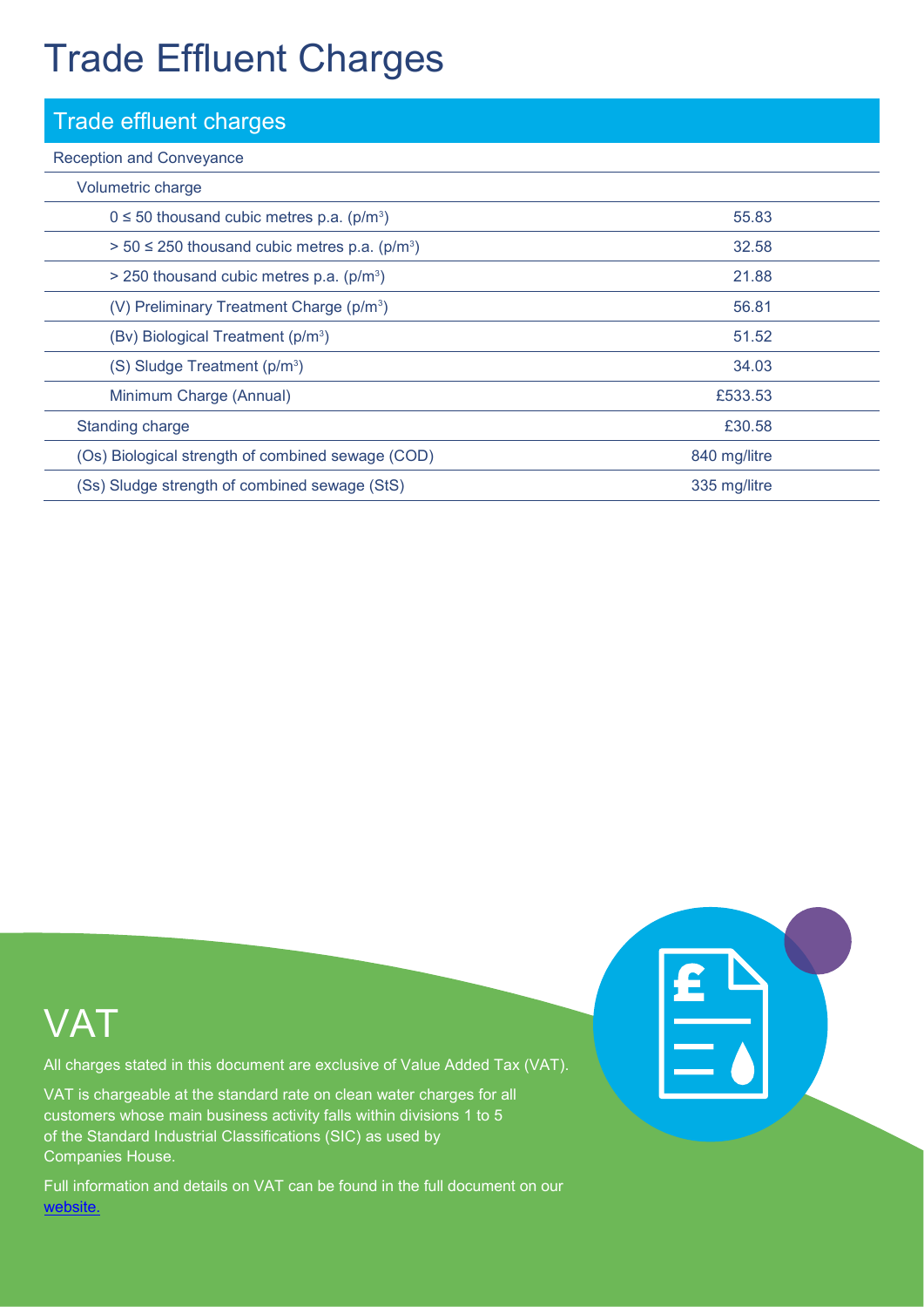# Trade Effluent Charges

| Trade effluent charges | |
|---|---|
| Reception and Conveyance | |
| Volumetric charge | |
| 0 ≤ 50 thousand cubic metres p.a. (p/m³) | 55.83 |
| > 50 ≤ 250 thousand cubic metres p.a. (p/m³) | 32.58 |
| > 250 thousand cubic metres p.a. (p/m³) | 21.88 |
| (V) Preliminary Treatment Charge (p/m³) | 56.81 |
| (Bv) Biological Treatment (p/m³) | 51.52 |
| (S) Sludge Treatment (p/m³) | 34.03 |
| Minimum Charge (Annual) | £533.53 |
| Standing charge | £30.58 |
| (Os) Biological strength of combined sewage (COD) | 840 mg/litre |
| (Ss) Sludge strength of combined sewage (StS) | 335 mg/litre |

# VAT

All charges stated in this document are exclusive of Value Added Tax (VAT).

VAT is chargeable at the standard rate on clean water charges for all customers whose main business activity falls within divisions 1 to 5 of the Standard Industrial Classifications (SIC) as used by Companies House.

Full information and details on VAT can be found in the full document on our website.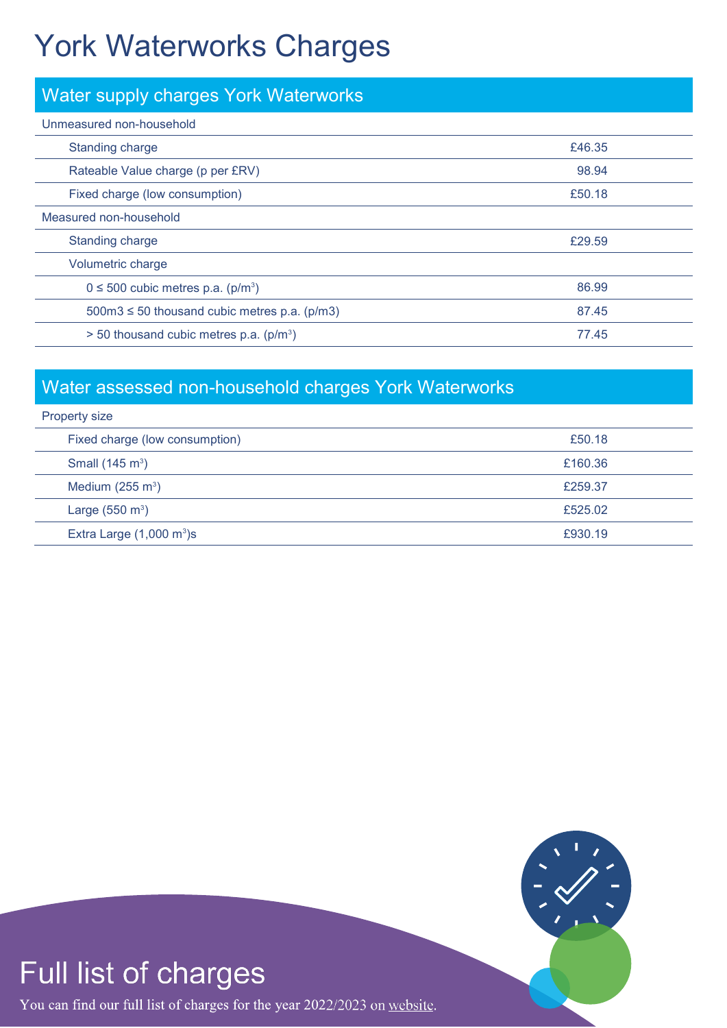# York Waterworks Charges

## Water supply charges York Waterworks

| | |
|---|---|
| Unmeasured non-household | |
| Standing charge | £46.35 |
| Rateable Value charge (p per £RV) | 98.94 |
| Fixed charge (low consumption) | £50.18 |
| Measured non-household | |
| Standing charge | £29.59 |
| Volumetric charge | |
| 0 ≤ 500 cubic metres p.a. (p/m³) | 86.99 |
| 500m3 ≤ 50 thousand cubic metres p.a. (p/m3) | 87.45 |
| > 50 thousand cubic metres p.a. (p/m³) | 77.45 |

## Water assessed non-household charges York Waterworks

| | |
|---|---|
| Property size | |
| Fixed charge (low consumption) | £50.18 |
| Small (145 m³) | £160.36 |
| Medium (255 m³) | £259.37 |
| Large (550 m³) | £525.02 |
| Extra Large (1,000 m³)s | £930.19 |

## Full list of charges

You can find our full list of charges for the year 2022/2023 on website.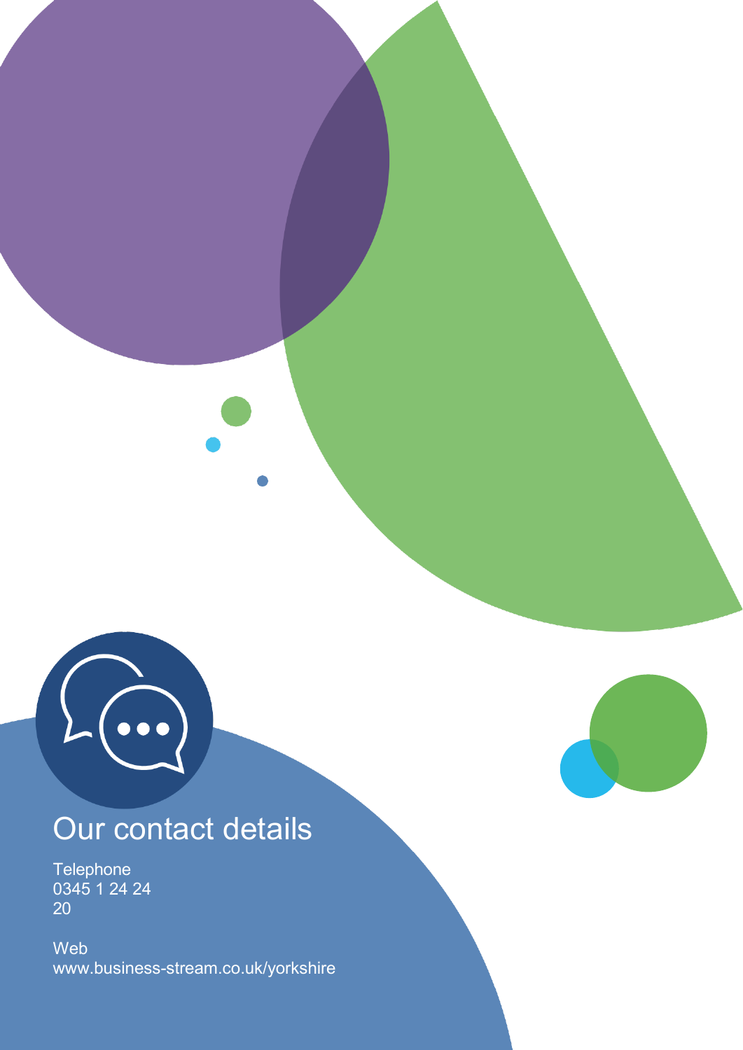# Our contact details

Telephone
0345 1 24 24
20

Web
www.business-stream.co.uk/yorkshire